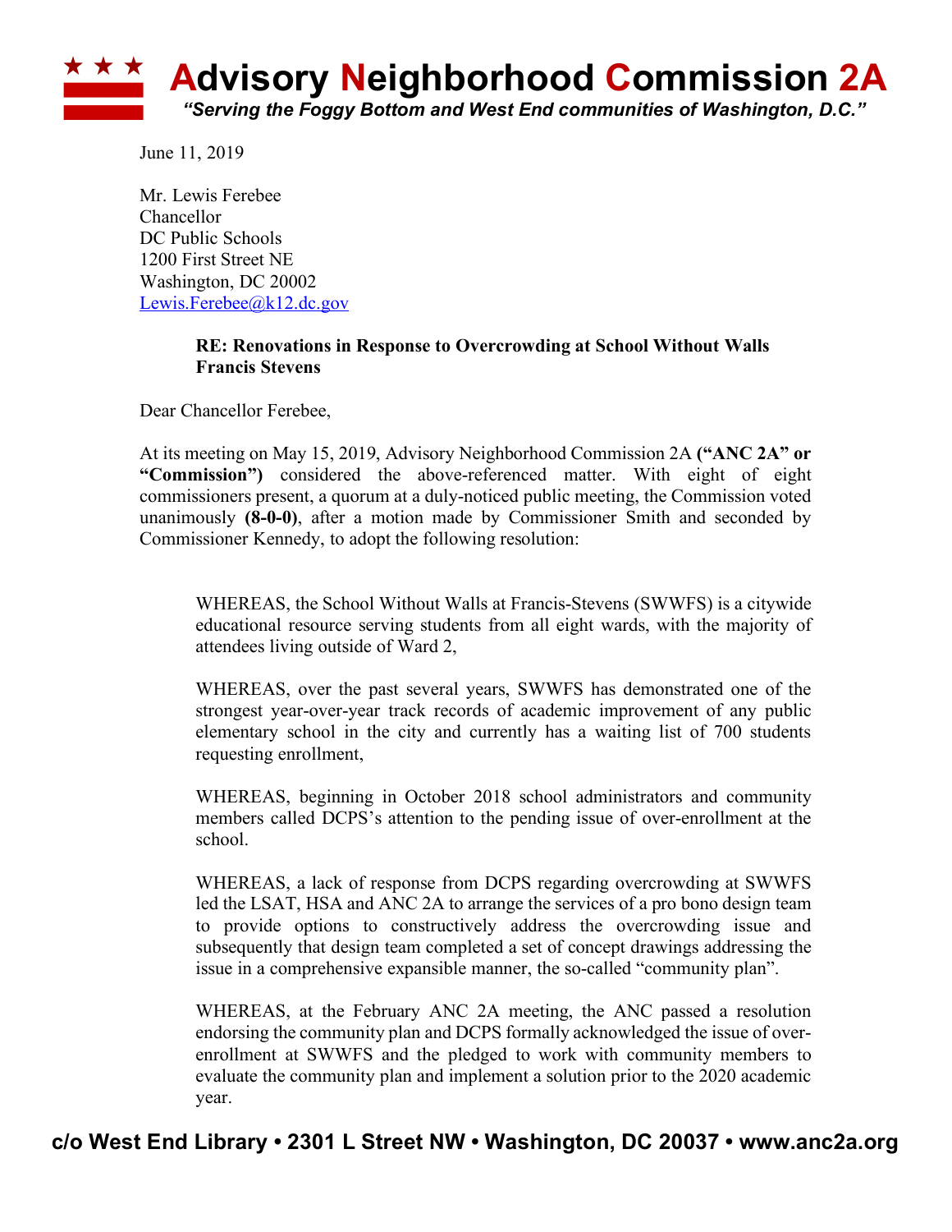# Advisory Neighborhood Commission 2A

*"Serving the Foggy Bottom and West End communities of Washington, D.C."*

June 11, 2019

Mr. Lewis Ferebee
Chancellor
DC Public Schools
1200 First Street NE
Washington, DC 20002
Lewis.Ferebee@k12.dc.gov

**RE: Renovations in Response to Overcrowding at School Without Walls Francis Stevens**

Dear Chancellor Ferebee,

At its meeting on May 15, 2019, Advisory Neighborhood Commission 2A **("ANC 2A" or "Commission")** considered the above-referenced matter. With eight of eight commissioners present, a quorum at a duly-noticed public meeting, the Commission voted unanimously **(8-0-0)**, after a motion made by Commissioner Smith and seconded by Commissioner Kennedy, to adopt the following resolution:

> WHEREAS, the School Without Walls at Francis-Stevens (SWWFS) is a citywide educational resource serving students from all eight wards, with the majority of attendees living outside of Ward 2,
>
> WHEREAS, over the past several years, SWWFS has demonstrated one of the strongest year-over-year track records of academic improvement of any public elementary school in the city and currently has a waiting list of 700 students requesting enrollment,
>
> WHEREAS, beginning in October 2018 school administrators and community members called DCPS's attention to the pending issue of over-enrollment at the school.
>
> WHEREAS, a lack of response from DCPS regarding overcrowding at SWWFS led the LSAT, HSA and ANC 2A to arrange the services of a pro bono design team to provide options to constructively address the overcrowding issue and subsequently that design team completed a set of concept drawings addressing the issue in a comprehensive expansible manner, the so-called "community plan".
>
> WHEREAS, at the February ANC 2A meeting, the ANC passed a resolution endorsing the community plan and DCPS formally acknowledged the issue of over-enrollment at SWWFS and the pledged to work with community members to evaluate the community plan and implement a solution prior to the 2020 academic year.

**c/o West End Library • 2301 L Street NW • Washington, DC 20037 • www.anc2a.org**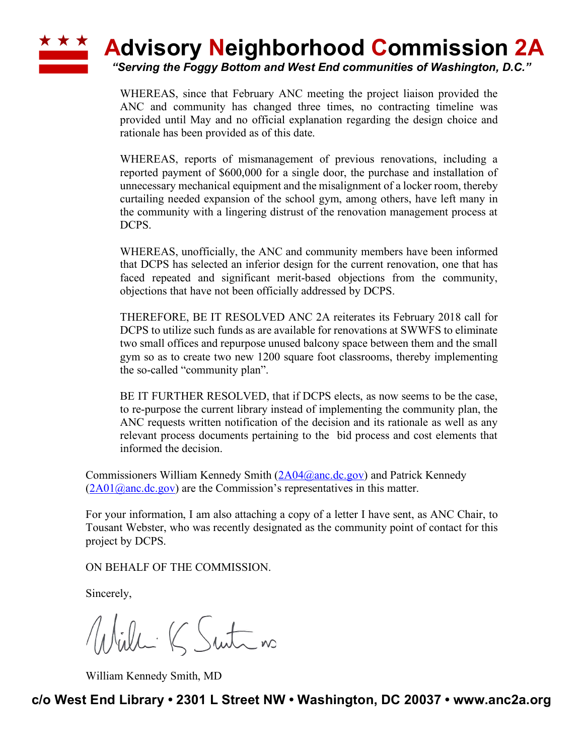WHEREAS, since that February ANC meeting the project liaison provided the ANC and community has changed three times, no contracting timeline was provided until May and no official explanation regarding the design choice and rationale has been provided as of this date.

WHEREAS, reports of mismanagement of previous renovations, including a reported payment of $600,000 for a single door, the purchase and installation of unnecessary mechanical equipment and the misalignment of a locker room, thereby curtailing needed expansion of the school gym, among others, have left many in the community with a lingering distrust of the renovation management process at DCPS.

WHEREAS, unofficially, the ANC and community members have been informed that DCPS has selected an inferior design for the current renovation, one that has faced repeated and significant merit-based objections from the community, objections that have not been officially addressed by DCPS.

THEREFORE, BE IT RESOLVED ANC 2A reiterates its February 2018 call for DCPS to utilize such funds as are available for renovations at SWWFS to eliminate two small offices and repurpose unused balcony space between them and the small gym so as to create two new 1200 square foot classrooms, thereby implementing the so-called "community plan".

BE IT FURTHER RESOLVED, that if DCPS elects, as now seems to be the case, to re-purpose the current library instead of implementing the community plan, the ANC requests written notification of the decision and its rationale as well as any relevant process documents pertaining to the bid process and cost elements that informed the decision.

Commissioners William Kennedy Smith (2A04@anc.dc.gov) and Patrick Kennedy (2A01@anc.dc.gov) are the Commission's representatives in this matter.

For your information, I am also attaching a copy of a letter I have sent, as ANC Chair, to Tousant Webster, who was recently designated as the community point of contact for this project by DCPS.

ON BEHALF OF THE COMMISSION.

Sincerely,

William Kennedy Smith, MD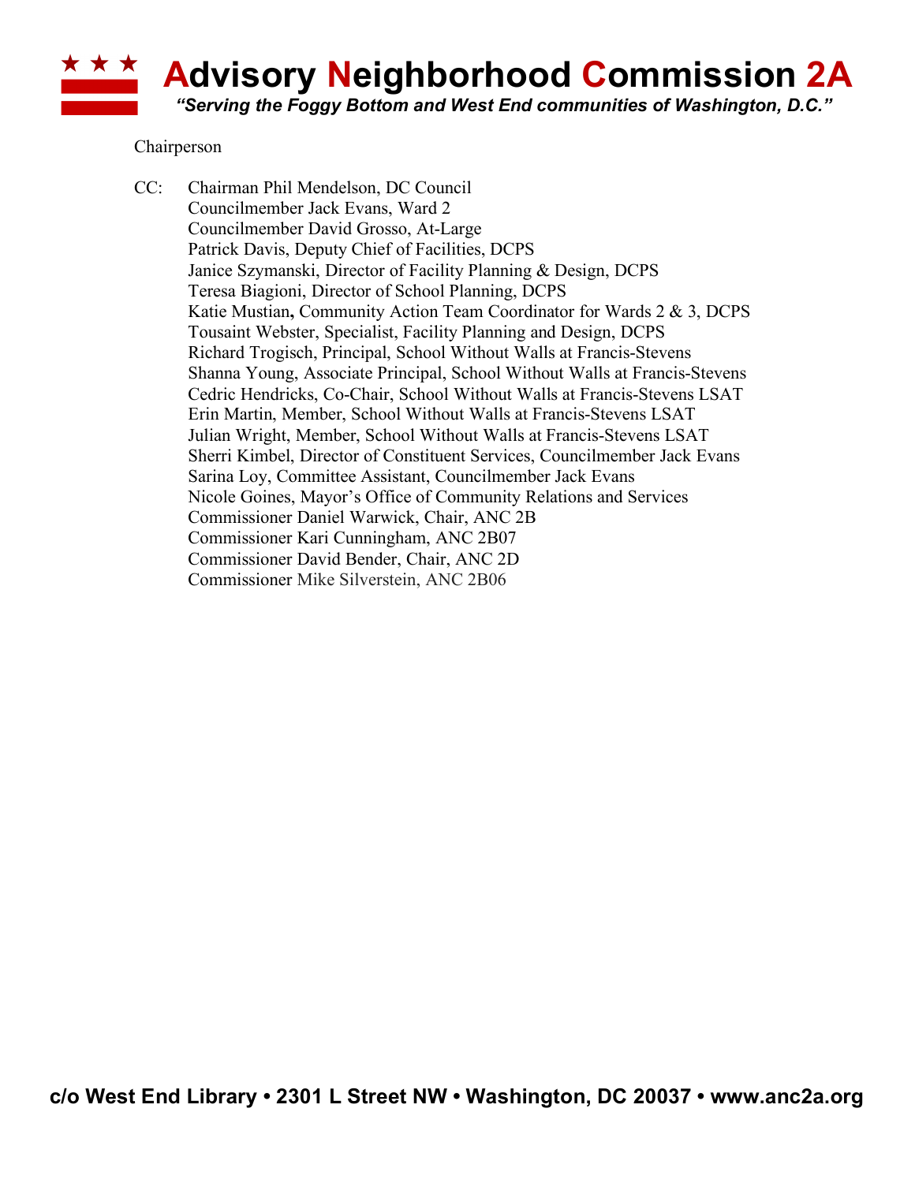Chairperson

CC: Chairman Phil Mendelson, DC Council
Councilmember Jack Evans, Ward 2
Councilmember David Grosso, At-Large
Patrick Davis, Deputy Chief of Facilities, DCPS
Janice Szymanski, Director of Facility Planning & Design, DCPS
Teresa Biagioni, Director of School Planning, DCPS
Katie Mustian**,** Community Action Team Coordinator for Wards 2 & 3, DCPS
Tousaint Webster, Specialist, Facility Planning and Design, DCPS
Richard Trogisch, Principal, School Without Walls at Francis-Stevens
Shanna Young, Associate Principal, School Without Walls at Francis-Stevens
Cedric Hendricks, Co-Chair, School Without Walls at Francis-Stevens LSAT
Erin Martin, Member, School Without Walls at Francis-Stevens LSAT
Julian Wright, Member, School Without Walls at Francis-Stevens LSAT
Sherri Kimbel, Director of Constituent Services, Councilmember Jack Evans
Sarina Loy, Committee Assistant, Councilmember Jack Evans
Nicole Goines, Mayor's Office of Community Relations and Services
Commissioner Daniel Warwick, Chair, ANC 2B
Commissioner Kari Cunningham, ANC 2B07
Commissioner David Bender, Chair, ANC 2D
Commissioner Mike Silverstein, ANC 2B06